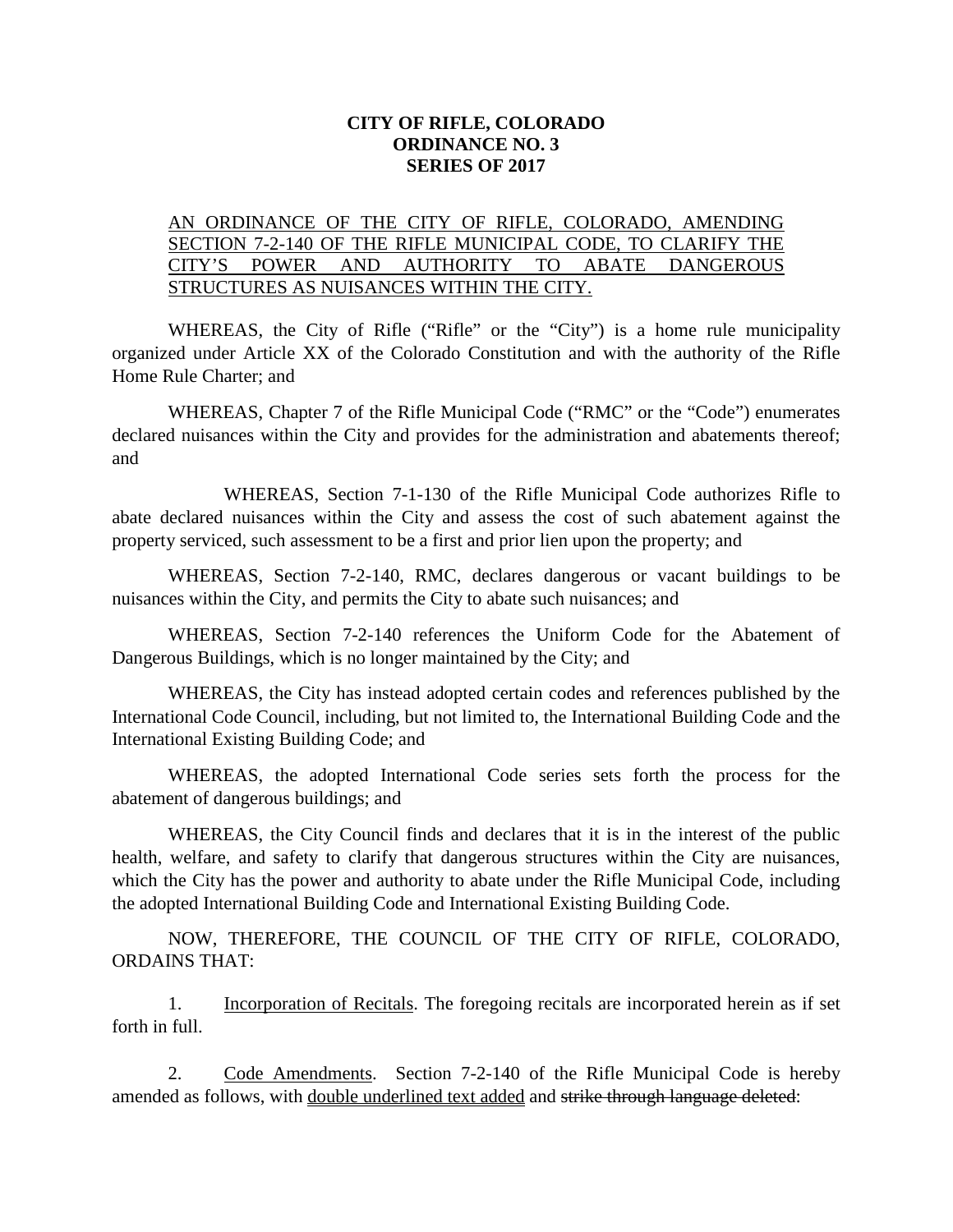**CITY OF RIFLE, COLORADO**
**ORDINANCE NO. 3**
**SERIES OF 2017**

AN ORDINANCE OF THE CITY OF RIFLE, COLORADO, AMENDING SECTION 7-2-140 OF THE RIFLE MUNICIPAL CODE, TO CLARIFY THE CITY'S POWER AND AUTHORITY TO ABATE DANGEROUS STRUCTURES AS NUISANCES WITHIN THE CITY.

WHEREAS, the City of Rifle ("Rifle" or the "City") is a home rule municipality organized under Article XX of the Colorado Constitution and with the authority of the Rifle Home Rule Charter; and

WHEREAS, Chapter 7 of the Rifle Municipal Code ("RMC" or the "Code") enumerates declared nuisances within the City and provides for the administration and abatements thereof; and

WHEREAS, Section 7-1-130 of the Rifle Municipal Code authorizes Rifle to abate declared nuisances within the City and assess the cost of such abatement against the property serviced, such assessment to be a first and prior lien upon the property; and

WHEREAS, Section 7-2-140, RMC, declares dangerous or vacant buildings to be nuisances within the City, and permits the City to abate such nuisances; and

WHEREAS, Section 7-2-140 references the Uniform Code for the Abatement of Dangerous Buildings, which is no longer maintained by the City; and

WHEREAS, the City has instead adopted certain codes and references published by the International Code Council, including, but not limited to, the International Building Code and the International Existing Building Code; and

WHEREAS, the adopted International Code series sets forth the process for the abatement of dangerous buildings; and

WHEREAS, the City Council finds and declares that it is in the interest of the public health, welfare, and safety to clarify that dangerous structures within the City are nuisances, which the City has the power and authority to abate under the Rifle Municipal Code, including the adopted International Building Code and International Existing Building Code.

NOW, THEREFORE, THE COUNCIL OF THE CITY OF RIFLE, COLORADO, ORDAINS THAT:

1. Incorporation of Recitals. The foregoing recitals are incorporated herein as if set forth in full.

2. Code Amendments. Section 7-2-140 of the Rifle Municipal Code is hereby amended as follows, with double underlined text added and ~~strike through language deleted~~: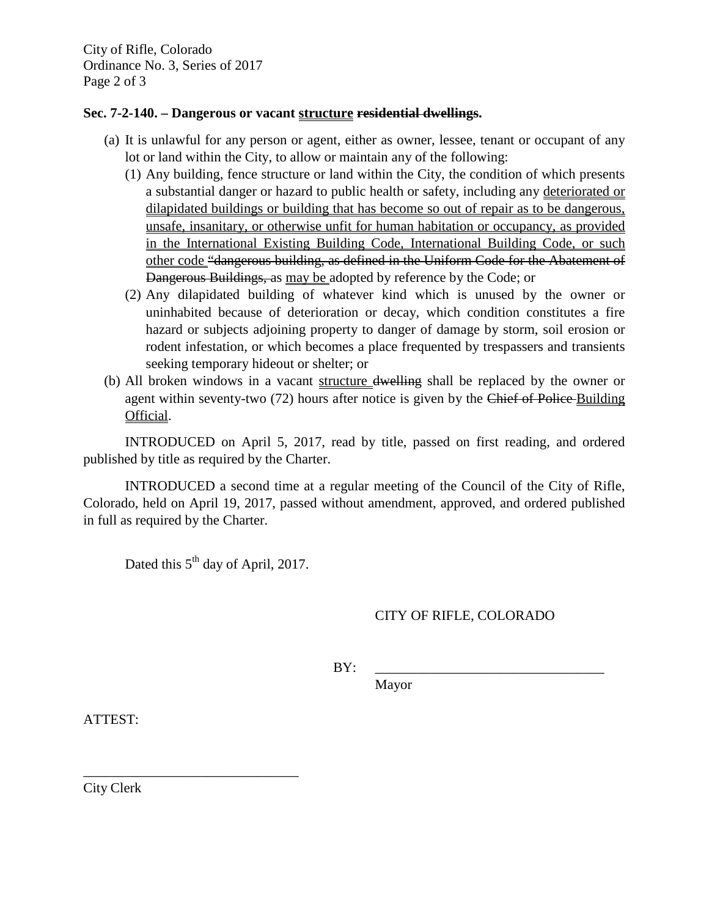**Sec. 7-2-140. – Dangerous or vacant <u>structure</u> ~~residential dwellings~~.**

(a) It is unlawful for any person or agent, either as owner, lessee, tenant or occupant of any lot or land within the City, to allow or maintain any of the following:

  (1) Any building, fence structure or land within the City, the condition of which presents a substantial danger or hazard to public health or safety, including any <u>deteriorated or dilapidated buildings or building that has become so out of repair as to be dangerous, unsafe, insanitary, or otherwise unfit for human habitation or occupancy, as provided in the International Existing Building Code, International Building Code, or such other code</u> ~~"dangerous building, as defined in the Uniform Code for the Abatement of Dangerous Buildings,~~ as <u>may be</u> adopted by reference by the Code; or

  (2) Any dilapidated building of whatever kind which is unused by the owner or uninhabited because of deterioration or decay, which condition constitutes a fire hazard or subjects adjoining property to danger of damage by storm, soil erosion or rodent infestation, or which becomes a place frequented by trespassers and transients seeking temporary hideout or shelter; or

(b) All broken windows in a vacant <u>structure</u> ~~dwelling~~ shall be replaced by the owner or agent within seventy-two (72) hours after notice is given by the ~~Chief of Police~~ <u>Building Official</u>.

INTRODUCED on April 5, 2017, read by title, passed on first reading, and ordered published by title as required by the Charter.

INTRODUCED a second time at a regular meeting of the Council of the City of Rifle, Colorado, held on April 19, 2017, passed without amendment, approved, and ordered published in full as required by the Charter.

Dated this 5th day of April, 2017.

CITY OF RIFLE, COLORADO

BY: ________________________________
Mayor

ATTEST:

________________________________
City Clerk